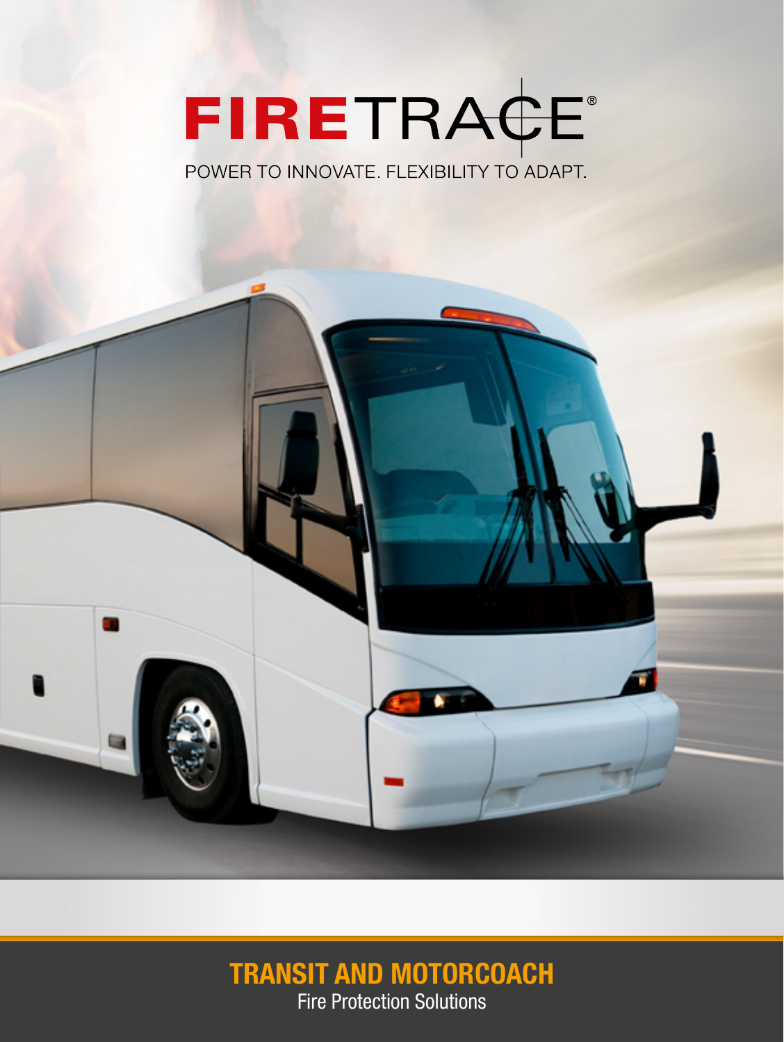# FIRETRACE®

POWER TO INNOVATE. FLEXIBILITY TO ADAPT.

## TRANSIT AND MOTORCOACH

Fire Protection Solutions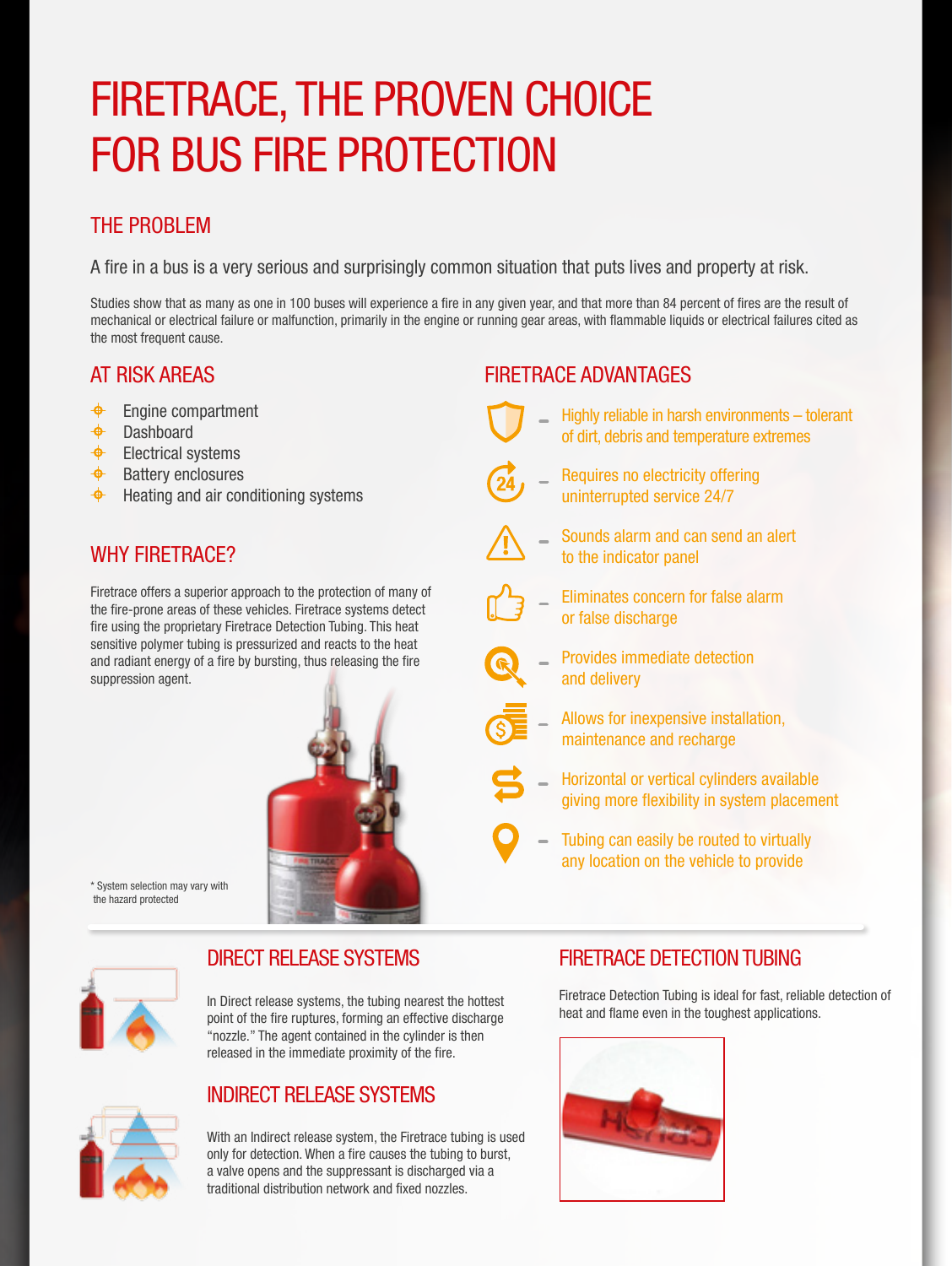# FIRETRACE, THE PROVEN CHOICE FOR BUS FIRE PROTECTION

## THE PROBLEM

A fire in a bus is a very serious and surprisingly common situation that puts lives and property at risk.

Studies show that as many as one in 100 buses will experience a fire in any given year, and that more than 84 percent of fires are the result of mechanical or electrical failure or malfunction, primarily in the engine or running gear areas, with flammable liquids or electrical failures cited as the most frequent cause.

## AT RISK AREAS

- Engine compartment
- Dashboard
- Electrical systems
- Battery enclosures
- Heating and air conditioning systems

## WHY FIRETRACE?

Firetrace offers a superior approach to the protection of many of the fire-prone areas of these vehicles. Firetrace systems detect fire using the proprietary Firetrace Detection Tubing. This heat sensitive polymer tubing is pressurized and reacts to the heat and radiant energy of a fire by bursting, thus releasing the fire suppression agent.

* System selection may vary with the hazard protected

## FIRETRACE ADVANTAGES

- Highly reliable in harsh environments – tolerant of dirt, debris and temperature extremes
- Requires no electricity offering uninterrupted service 24/7
- Sounds alarm and can send an alert to the indicator panel
- Eliminates concern for false alarm or false discharge
- Provides immediate detection and delivery
- Allows for inexpensive installation, maintenance and recharge
- Horizontal or vertical cylinders available giving more flexibility in system placement
- Tubing can easily be routed to virtually any location on the vehicle to provide

## DIRECT RELEASE SYSTEMS

In Direct release systems, the tubing nearest the hottest point of the fire ruptures, forming an effective discharge "nozzle." The agent contained in the cylinder is then released in the immediate proximity of the fire.

## INDIRECT RELEASE SYSTEMS

With an Indirect release system, the Firetrace tubing is used only for detection. When a fire causes the tubing to burst, a valve opens and the suppressant is discharged via a traditional distribution network and fixed nozzles.

## FIRETRACE DETECTION TUBING

Firetrace Detection Tubing is ideal for fast, reliable detection of heat and flame even in the toughest applications.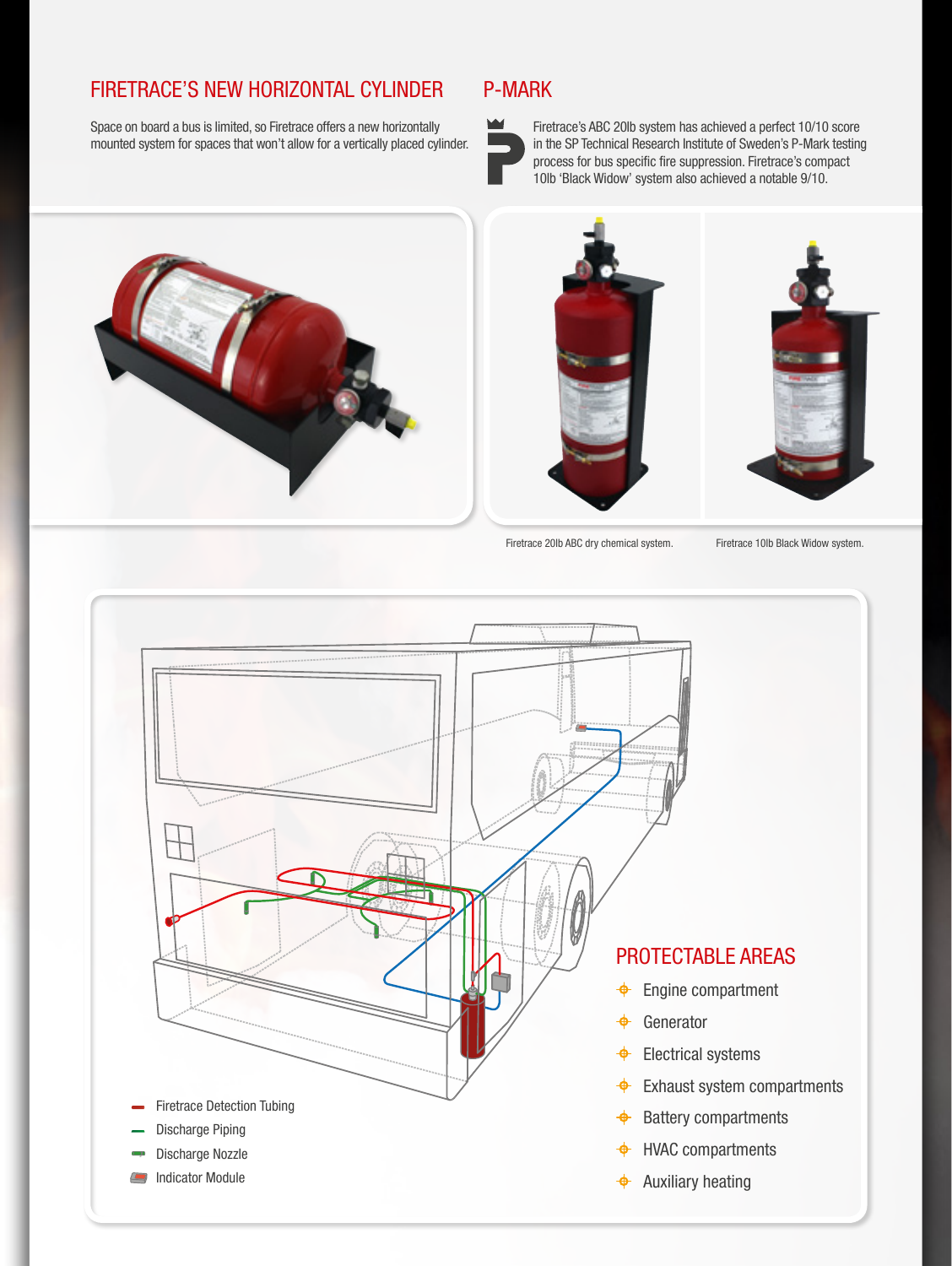## FIRETRACE'S NEW HORIZONTAL CYLINDER

Space on board a bus is limited, so Firetrace offers a new horizontally mounted system for spaces that won't allow for a vertically placed cylinder.

## P-MARK

Firetrace's ABC 20lb system has achieved a perfect 10/10 score in the SP Technical Research Institute of Sweden's P-Mark testing process for bus specific fire suppression. Firetrace's compact 10lb 'Black Widow' system also achieved a notable 9/10.

Firetrace 20lb ABC dry chemical system.

Firetrace 10lb Black Widow system.

- Firetrace Detection Tubing
- Discharge Piping
- Discharge Nozzle
- Indicator Module

## PROTECTABLE AREAS

- Engine compartment
- Generator
- Electrical systems
- Exhaust system compartments
- Battery compartments
- HVAC compartments
- Auxiliary heating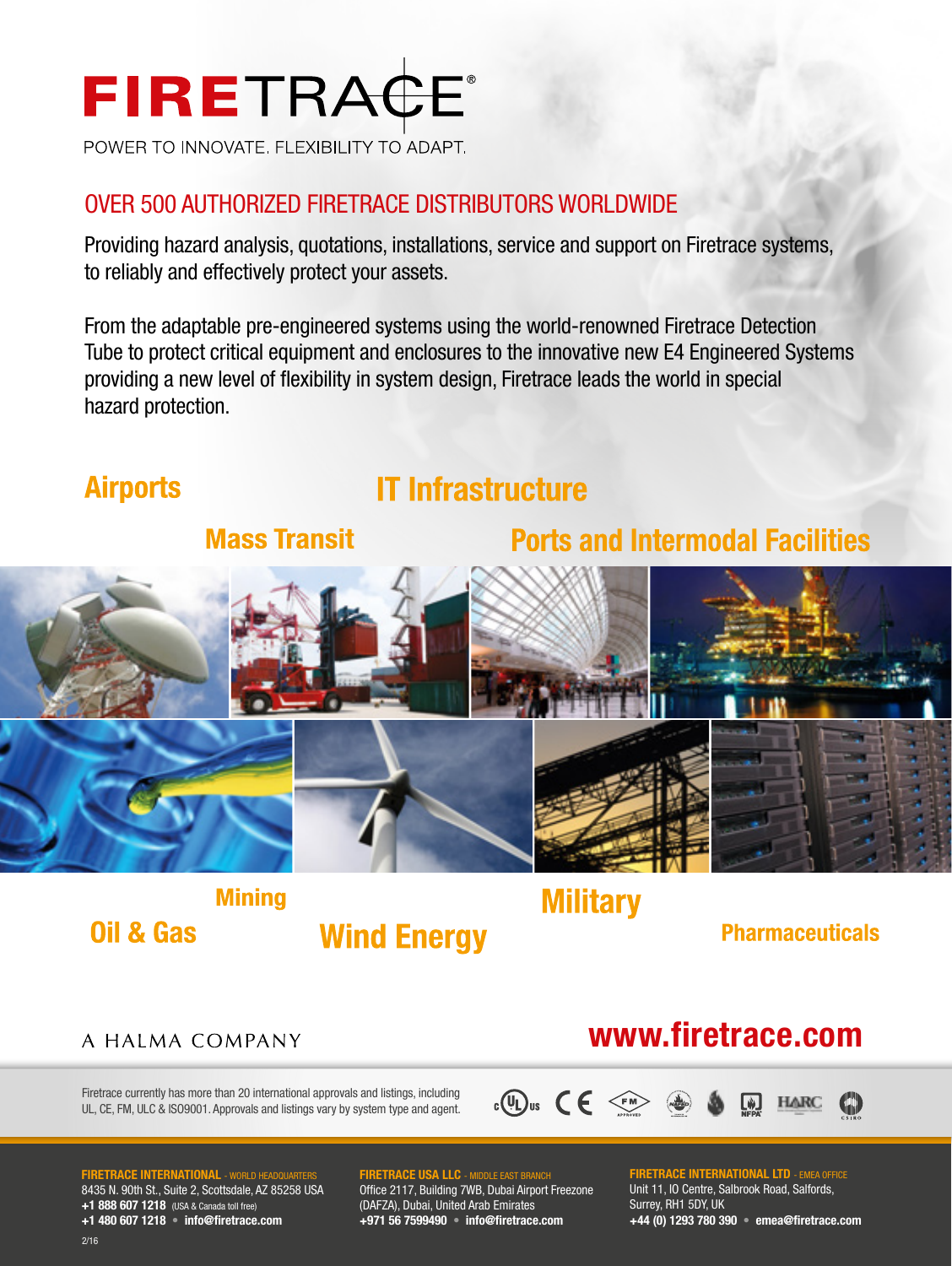# FIRETRACE®

POWER TO INNOVATE. FLEXIBILITY TO ADAPT.

## OVER 500 AUTHORIZED FIRETRACE DISTRIBUTORS WORLDWIDE

Providing hazard analysis, quotations, installations, service and support on Firetrace systems, to reliably and effectively protect your assets.

From the adaptable pre-engineered systems using the world-renowned Firetrace Detection Tube to protect critical equipment and enclosures to the innovative new E4 Engineered Systems providing a new level of flexibility in system design, Firetrace leads the world in special hazard protection.

**Airports**

**IT Infrastructure**

**Mass Transit**

**Ports and Intermodal Facilities**

**Mining**

**Oil & Gas**

**Wind Energy**

**Military**

**Pharmaceuticals**

A HALMA COMPANY

**www.firetrace.com**

Firetrace currently has more than 20 international approvals and listings, including UL, CE, FM, ULC & ISO9001. Approvals and listings vary by system type and agent.

**FIRETRACE INTERNATIONAL** - WORLD HEADQUARTERS
8435 N. 90th St., Suite 2, Scottsdale, AZ 85258 USA
**+1 888 607 1218** (USA & Canada toll free)
**+1 480 607 1218** • **info@firetrace.com**

**FIRETRACE USA LLC** - MIDDLE EAST BRANCH
Office 2117, Building 7WB, Dubai Airport Freezone (DAFZA), Dubai, United Arab Emirates
**+971 56 7599490** • **info@firetrace.com**

**FIRETRACE INTERNATIONAL LTD** - EMEA OFFICE
Unit 11, IO Centre, Salbrook Road, Salfords, Surrey, RH1 5DY, UK
**+44 (0) 1293 780 390** • **emea@firetrace.com**

2/16